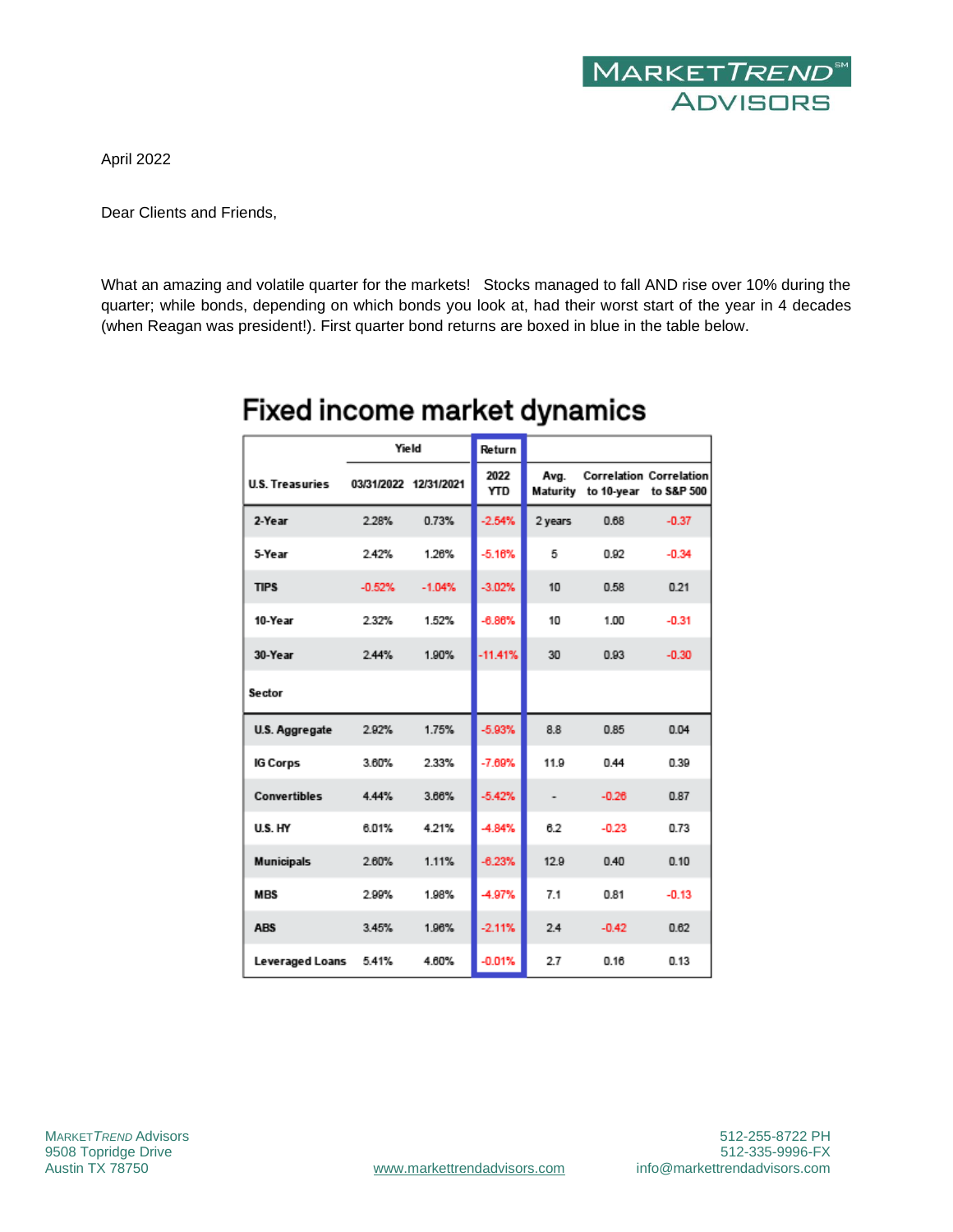April 2022

Dear Clients and Friends,

What an amazing and volatile quarter for the markets! Stocks managed to fall AND rise over 10% during the quarter; while bonds, depending on which bonds you look at, had their worst start of the year in 4 decades (when Reagan was president!). First quarter bond returns are boxed in blue in the table below.

## Fixed income market dynamics

| | Yield | | Return | | | |
|---|---|---|---|---|---|---|
| U.S. Treasuries | 03/31/2022 | 12/31/2021 | 2022 YTD | Avg. Maturity | Correlation to 10-year | Correlation to S&P 500 |
| 2-Year | 2.28% | 0.73% | -2.54% | 2 years | 0.68 | -0.37 |
| 5-Year | 2.42% | 1.26% | -5.16% | 5 | 0.92 | -0.34 |
| TIPS | -0.52% | -1.04% | -3.02% | 10 | 0.58 | 0.21 |
| 10-Year | 2.32% | 1.52% | -6.86% | 10 | 1.00 | -0.31 |
| 30-Year | 2.44% | 1.90% | -11.41% | 30 | 0.93 | -0.30 |
| Sector | | | | | | |
| U.S. Aggregate | 2.92% | 1.75% | -5.93% | 8.8 | 0.85 | 0.04 |
| IG Corps | 3.60% | 2.33% | -7.69% | 11.9 | 0.44 | 0.39 |
| Convertibles | 4.44% | 3.66% | -5.42% | - | -0.26 | 0.87 |
| U.S. HY | 6.01% | 4.21% | -4.84% | 6.2 | -0.23 | 0.73 |
| Municipals | 2.60% | 1.11% | -6.23% | 12.9 | 0.40 | 0.10 |
| MBS | 2.99% | 1.98% | -4.97% | 7.1 | 0.81 | -0.13 |
| ABS | 3.45% | 1.96% | -2.11% | 2.4 | -0.42 | 0.62 |
| Leveraged Loans | 5.41% | 4.60% | -0.01% | 2.7 | 0.16 | 0.13 |

MarketTrend Advisors
9508 Topridge Drive
Austin TX 78750

www.markettrendadvisors.com

512-255-8722 PH
512-335-9996-FX
info@markettrendadvisors.com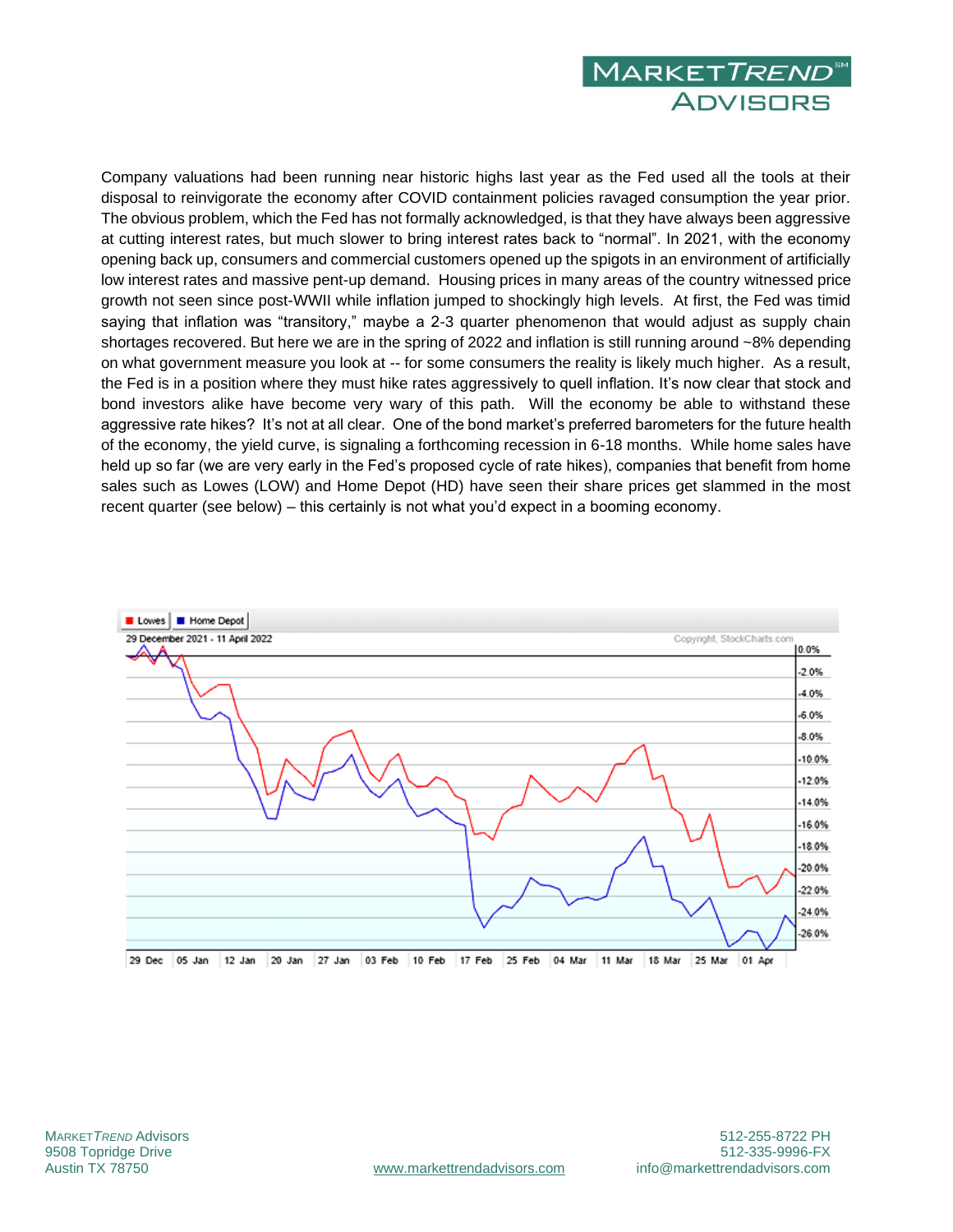Company valuations had been running near historic highs last year as the Fed used all the tools at their disposal to reinvigorate the economy after COVID containment policies ravaged consumption the year prior. The obvious problem, which the Fed has not formally acknowledged, is that they have always been aggressive at cutting interest rates, but much slower to bring interest rates back to "normal". In 2021, with the economy opening back up, consumers and commercial customers opened up the spigots in an environment of artificially low interest rates and massive pent-up demand. Housing prices in many areas of the country witnessed price growth not seen since post-WWII while inflation jumped to shockingly high levels. At first, the Fed was timid saying that inflation was "transitory," maybe a 2-3 quarter phenomenon that would adjust as supply chain shortages recovered. But here we are in the spring of 2022 and inflation is still running around ~8% depending on what government measure you look at -- for some consumers the reality is likely much higher. As a result, the Fed is in a position where they must hike rates aggressively to quell inflation. It's now clear that stock and bond investors alike have become very wary of this path. Will the economy be able to withstand these aggressive rate hikes? It's not at all clear. One of the bond market's preferred barometers for the future health of the economy, the yield curve, is signaling a forthcoming recession in 6-18 months. While home sales have held up so far (we are very early in the Fed's proposed cycle of rate hikes), companies that benefit from home sales such as Lowes (LOW) and Home Depot (HD) have seen their share prices get slammed in the most recent quarter (see below) – this certainly is not what you'd expect in a booming economy.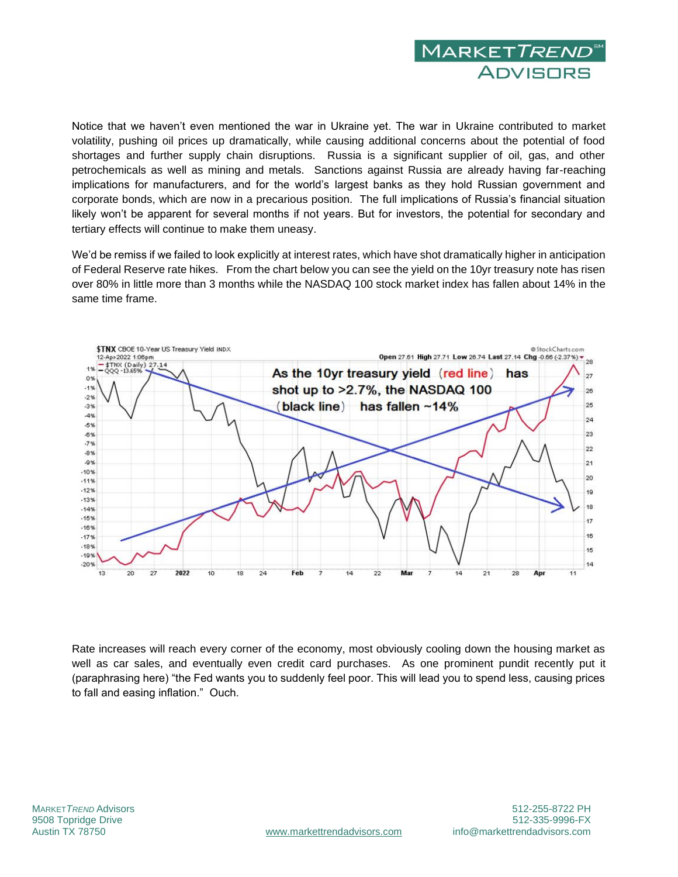Notice that we haven't even mentioned the war in Ukraine yet. The war in Ukraine contributed to market volatility, pushing oil prices up dramatically, while causing additional concerns about the potential of food shortages and further supply chain disruptions. Russia is a significant supplier of oil, gas, and other petrochemicals as well as mining and metals. Sanctions against Russia are already having far-reaching implications for manufacturers, and for the world's largest banks as they hold Russian government and corporate bonds, which are now in a precarious position. The full implications of Russia's financial situation likely won't be apparent for several months if not years. But for investors, the potential for secondary and tertiary effects will continue to make them uneasy.

We'd be remiss if we failed to look explicitly at interest rates, which have shot dramatically higher in anticipation of Federal Reserve rate hikes. From the chart below you can see the yield on the 10yr treasury note has risen over 80% in little more than 3 months while the NASDAQ 100 stock market index has fallen about 14% in the same time frame.

Rate increases will reach every corner of the economy, most obviously cooling down the housing market as well as car sales, and eventually even credit card purchases. As one prominent pundit recently put it (paraphrasing here) "the Fed wants you to suddenly feel poor. This will lead you to spend less, causing prices to fall and easing inflation." Ouch.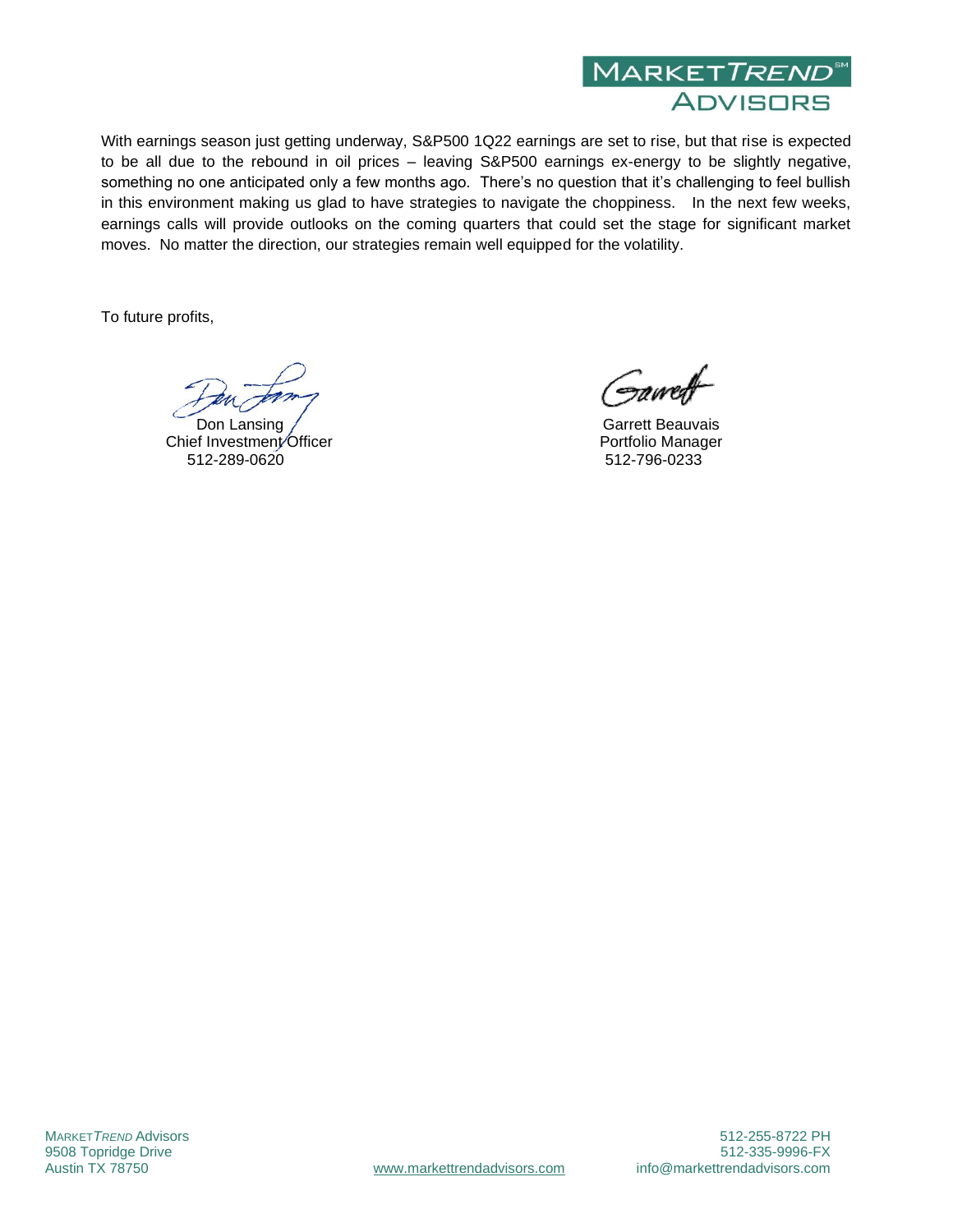With earnings season just getting underway, S&P500 1Q22 earnings are set to rise, but that rise is expected to be all due to the rebound in oil prices – leaving S&P500 earnings ex-energy to be slightly negative, something no one anticipated only a few months ago. There's no question that it's challenging to feel bullish in this environment making us glad to have strategies to navigate the choppiness. In the next few weeks, earnings calls will provide outlooks on the coming quarters that could set the stage for significant market moves. No matter the direction, our strategies remain well equipped for the volatility.

To future profits,

Don Lansing
Chief Investment Officer
512-289-0620

Garrett Beauvais
Portfolio Manager
512-796-0233

MARKET*TREND* Advisors
9508 Topridge Drive
Austin TX 78750

www.markettrendadvisors.com

512-255-8722 PH
512-335-9996-FX
info@markettrendadvisors.com